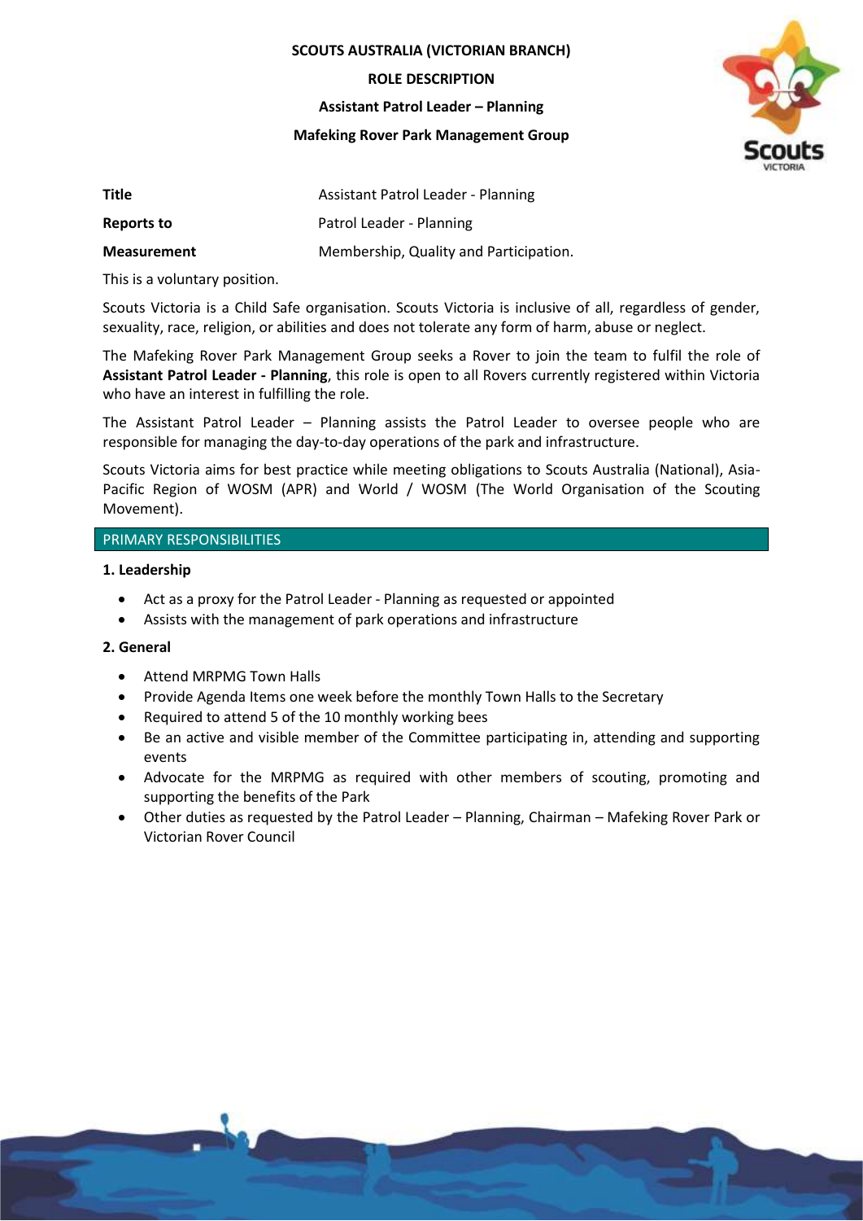**SCOUTS AUSTRALIA (VICTORIAN BRANCH)**

**ROLE DESCRIPTION**

**Assistant Patrol Leader – Planning**

**Mafeking Rover Park Management Group**

| | |
|---|---|
| **Title** | Assistant Patrol Leader - Planning |
| **Reports to** | Patrol Leader - Planning |
| **Measurement** | Membership, Quality and Participation. |

This is a voluntary position.

Scouts Victoria is a Child Safe organisation. Scouts Victoria is inclusive of all, regardless of gender, sexuality, race, religion, or abilities and does not tolerate any form of harm, abuse or neglect.

The Mafeking Rover Park Management Group seeks a Rover to join the team to fulfil the role of **Assistant Patrol Leader - Planning**, this role is open to all Rovers currently registered within Victoria who have an interest in fulfilling the role.

The Assistant Patrol Leader – Planning assists the Patrol Leader to oversee people who are responsible for managing the day-to-day operations of the park and infrastructure.

Scouts Victoria aims for best practice while meeting obligations to Scouts Australia (National), Asia-Pacific Region of WOSM (APR) and World / WOSM (The World Organisation of the Scouting Movement).

## PRIMARY RESPONSIBILITIES

### 1. Leadership

- Act as a proxy for the Patrol Leader - Planning as requested or appointed
- Assists with the management of park operations and infrastructure

### 2. General

- Attend MRPMG Town Halls
- Provide Agenda Items one week before the monthly Town Halls to the Secretary
- Required to attend 5 of the 10 monthly working bees
- Be an active and visible member of the Committee participating in, attending and supporting events
- Advocate for the MRPMG as required with other members of scouting, promoting and supporting the benefits of the Park
- Other duties as requested by the Patrol Leader – Planning, Chairman – Mafeking Rover Park or Victorian Rover Council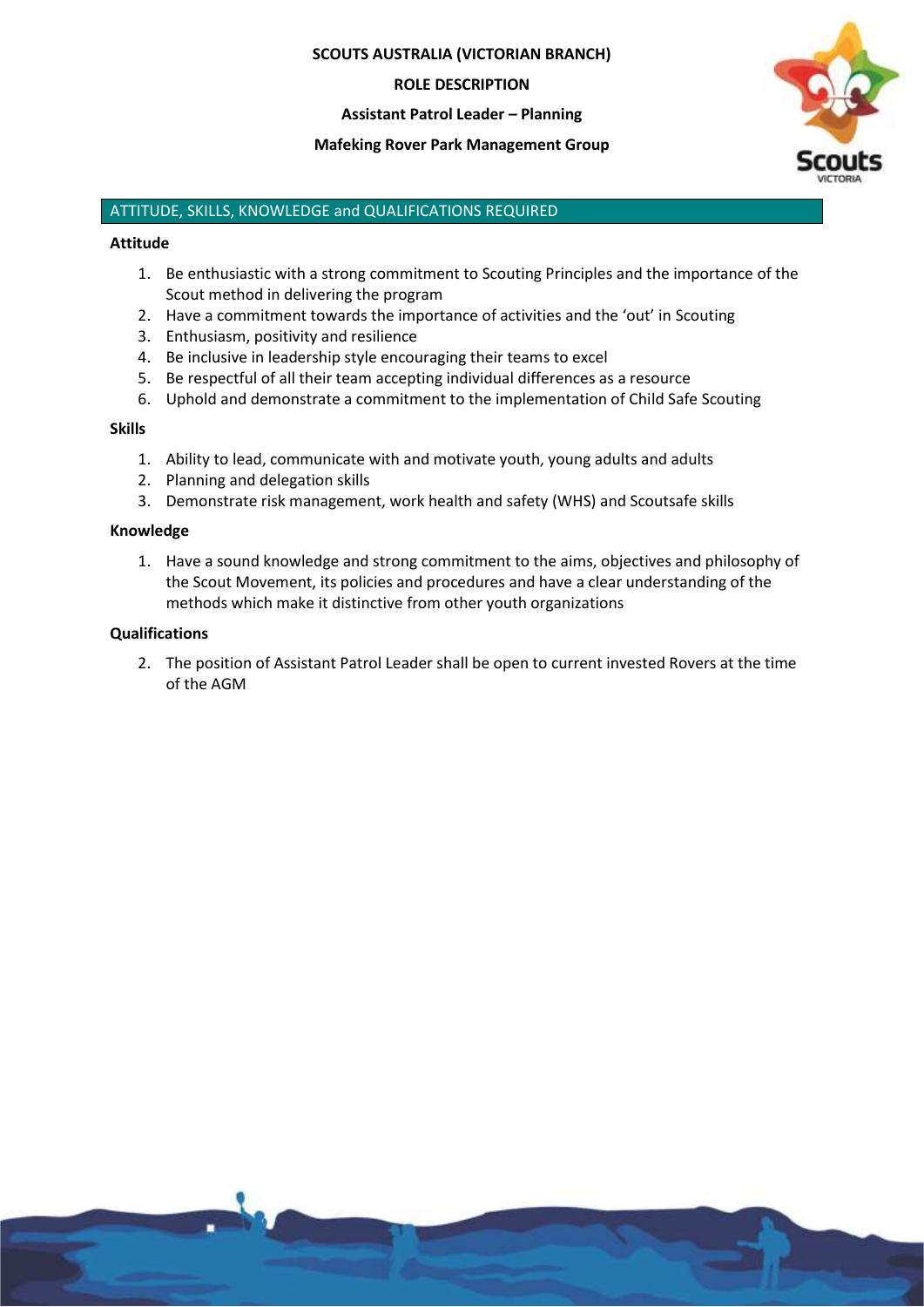**SCOUTS AUSTRALIA (VICTORIAN BRANCH)**

**ROLE DESCRIPTION**

**Assistant Patrol Leader – Planning**

**Mafeking Rover Park Management Group**

## ATTITUDE, SKILLS, KNOWLEDGE and QUALIFICATIONS REQUIRED

### Attitude

1. Be enthusiastic with a strong commitment to Scouting Principles and the importance of the Scout method in delivering the program
2. Have a commitment towards the importance of activities and the 'out' in Scouting
3. Enthusiasm, positivity and resilience
4. Be inclusive in leadership style encouraging their teams to excel
5. Be respectful of all their team accepting individual differences as a resource
6. Uphold and demonstrate a commitment to the implementation of Child Safe Scouting

### Skills

1. Ability to lead, communicate with and motivate youth, young adults and adults
2. Planning and delegation skills
3. Demonstrate risk management, work health and safety (WHS) and Scoutsafe skills

### Knowledge

1. Have a sound knowledge and strong commitment to the aims, objectives and philosophy of the Scout Movement, its policies and procedures and have a clear understanding of the methods which make it distinctive from other youth organizations

### Qualifications

2. The position of Assistant Patrol Leader shall be open to current invested Rovers at the time of the AGM